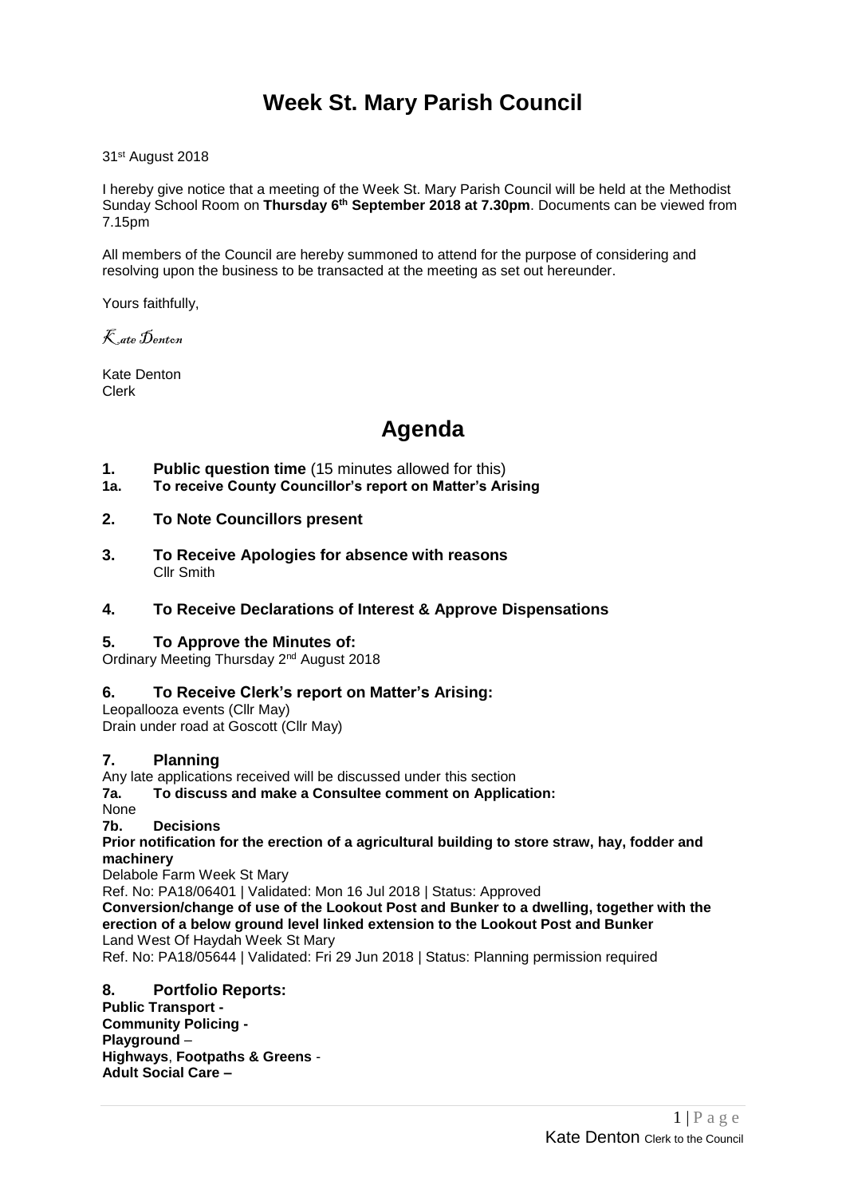# Week St. Mary Parish Council

31st August 2018

I hereby give notice that a meeting of the Week St. Mary Parish Council will be held at the Methodist Sunday School Room on **Thursday 6th September 2018 at 7.30pm**. Documents can be viewed from 7.15pm

All members of the Council are hereby summoned to attend for the purpose of considering and resolving upon the business to be transacted at the meeting as set out hereunder.

Yours faithfully,

*Kate Denton*

Kate Denton
Clerk

# Agenda

**1. Public question time** (15 minutes allowed for this)

**1a. To receive County Councillor's report on Matter's Arising**

**2. To Note Councillors present**

**3. To Receive Apologies for absence with reasons**
Cllr Smith

**4. To Receive Declarations of Interest & Approve Dispensations**

**5. To Approve the Minutes of:**
Ordinary Meeting Thursday 2nd August 2018

**6. To Receive Clerk's report on Matter's Arising:**
Leopallooza events (Cllr May)
Drain under road at Goscott (Cllr May)

**7. Planning**
Any late applications received will be discussed under this section

**7a. To discuss and make a Consultee comment on Application:**
None

**7b. Decisions**

**Prior notification for the erection of a agricultural building to store straw, hay, fodder and machinery**
Delabole Farm Week St Mary
Ref. No: PA18/06401 | Validated: Mon 16 Jul 2018 | Status: Approved

**Conversion/change of use of the Lookout Post and Bunker to a dwelling, together with the erection of a below ground level linked extension to the Lookout Post and Bunker**
Land West Of Haydah Week St Mary
Ref. No: PA18/05644 | Validated: Fri 29 Jun 2018 | Status: Planning permission required

**8. Portfolio Reports:**
**Public Transport -**
**Community Policing -**
**Playground** –
**Highways**, **Footpaths & Greens** -
**Adult Social Care –**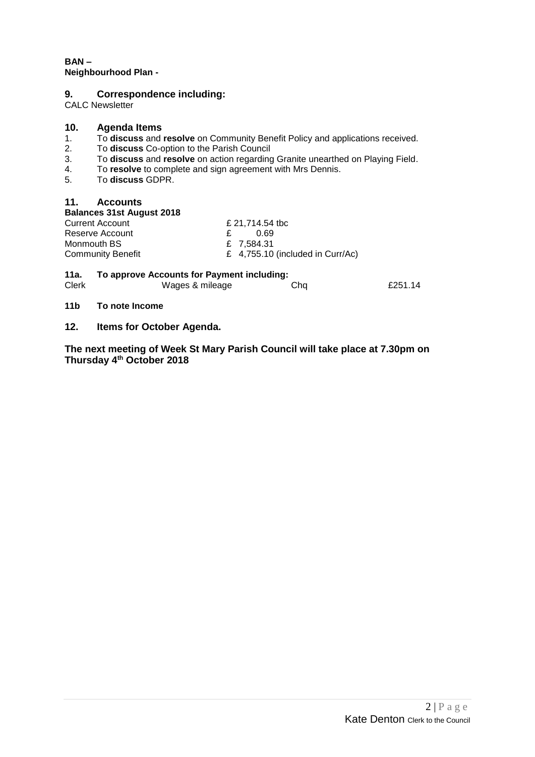**BAN –**
**Neighbourhood Plan -**

## 9. Correspondence including:

CALC Newsletter

## 10. Agenda Items

1. To **discuss** and **resolve** on Community Benefit Policy and applications received.
2. To **discuss** Co-option to the Parish Council
3. To **discuss** and **resolve** on action regarding Granite unearthed on Playing Field.
4. To **resolve** to complete and sign agreement with Mrs Dennis.
5. To **discuss** GDPR.

## 11. Accounts

**Balances 31st August 2018**

| | |
|---|---|
| Current Account | £ 21,714.54 tbc |
| Reserve Account | £ 0.69 |
| Monmouth BS | £ 7,584.31 |
| Community Benefit | £ 4,755.10 (included in Curr/Ac) |

**11a. To approve Accounts for Payment including:**

| | | | |
|---|---|---|---|
| Clerk | Wages & mileage | Chq | £251.14 |

**11b To note Income**

## 12. Items for October Agenda.

**The next meeting of Week St Mary Parish Council will take place at 7.30pm on Thursday 4th October 2018**

Kate Denton Clerk to the Council